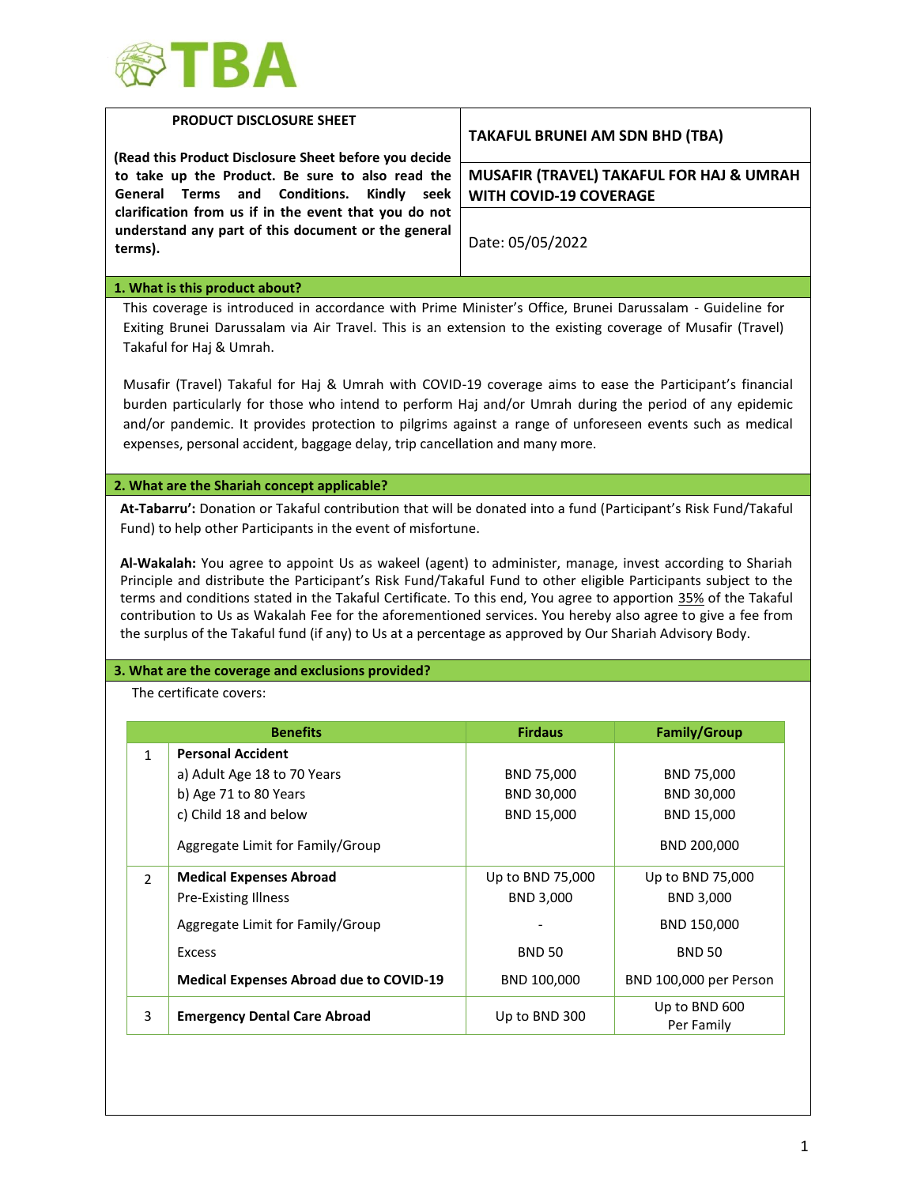TBA

| PRODUCT DISCLOSURE SHEET | TAKAFUL BRUNEI AM SDN BHD (TBA) |
|---|---|
| **(Read this Product Disclosure Sheet before you decide to take up the Product. Be sure to also read the General Terms and Conditions. Kindly seek clarification from us if in the event that you do not understand any part of this document or the general terms).** | **MUSAFIR (TRAVEL) TAKAFUL FOR HAJ & UMRAH WITH COVID-19 COVERAGE** |
| | Date: 05/05/2022 |

## 1. What is this product about?

This coverage is introduced in accordance with Prime Minister's Office, Brunei Darussalam - Guideline for Exiting Brunei Darussalam via Air Travel. This is an extension to the existing coverage of Musafir (Travel) Takaful for Haj & Umrah.

Musafir (Travel) Takaful for Haj & Umrah with COVID-19 coverage aims to ease the Participant's financial burden particularly for those who intend to perform Haj and/or Umrah during the period of any epidemic and/or pandemic. It provides protection to pilgrims against a range of unforeseen events such as medical expenses, personal accident, baggage delay, trip cancellation and many more.

## 2. What are the Shariah concept applicable?

**At-Tabarru':** Donation or Takaful contribution that will be donated into a fund (Participant's Risk Fund/Takaful Fund) to help other Participants in the event of misfortune.

**Al-Wakalah:** You agree to appoint Us as wakeel (agent) to administer, manage, invest according to Shariah Principle and distribute the Participant's Risk Fund/Takaful Fund to other eligible Participants subject to the terms and conditions stated in the Takaful Certificate. To this end, You agree to apportion 35% of the Takaful contribution to Us as Wakalah Fee for the aforementioned services. You hereby also agree to give a fee from the surplus of the Takaful fund (if any) to Us at a percentage as approved by Our Shariah Advisory Body.

## 3. What are the coverage and exclusions provided?

The certificate covers:

| | Benefits | Firdaus | Family/Group |
|---|---|---|---|
| 1 | **Personal Accident** | | |
| | a) Adult Age 18 to 70 Years | BND 75,000 | BND 75,000 |
| | b) Age 71 to 80 Years | BND 30,000 | BND 30,000 |
| | c) Child 18 and below | BND 15,000 | BND 15,000 |
| | Aggregate Limit for Family/Group | | BND 200,000 |
| 2 | **Medical Expenses Abroad** | Up to BND 75,000 | Up to BND 75,000 |
| | Pre-Existing Illness | BND 3,000 | BND 3,000 |
| | Aggregate Limit for Family/Group | - | BND 150,000 |
| | Excess | BND 50 | BND 50 |
| | **Medical Expenses Abroad due to COVID-19** | BND 100,000 | BND 100,000 per Person |
| 3 | **Emergency Dental Care Abroad** | Up to BND 300 | Up to BND 600 Per Family |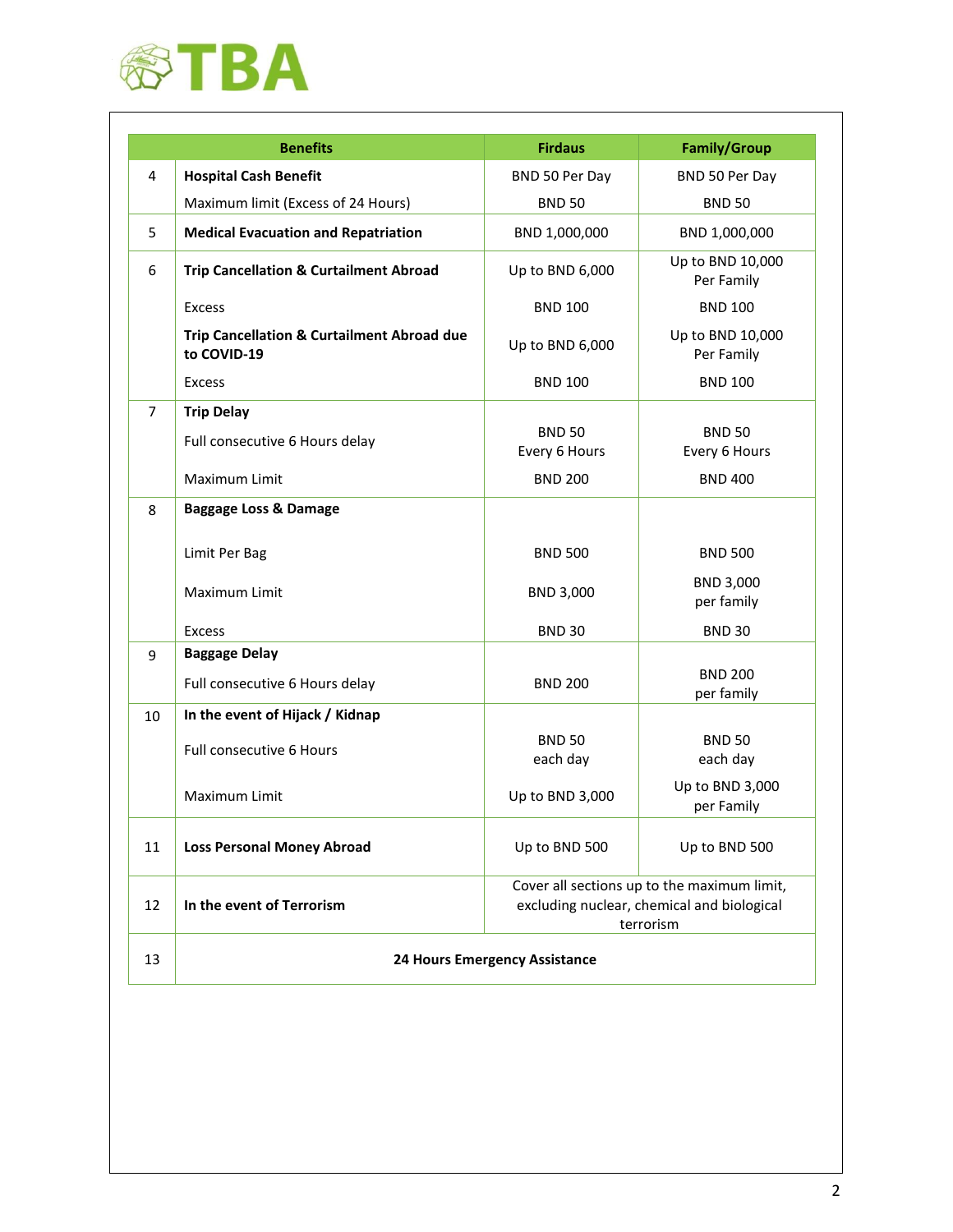| | Benefits | Firdaus | Family/Group |
|---|---|---|---|
| 4 | **Hospital Cash Benefit** | BND 50 Per Day | BND 50 Per Day |
| | Maximum limit (Excess of 24 Hours) | BND 50 | BND 50 |
| 5 | **Medical Evacuation and Repatriation** | BND 1,000,000 | BND 1,000,000 |
| 6 | **Trip Cancellation & Curtailment Abroad** | Up to BND 6,000 | Up to BND 10,000 Per Family |
| | Excess | BND 100 | BND 100 |
| | **Trip Cancellation & Curtailment Abroad due to COVID-19** | Up to BND 6,000 | Up to BND 10,000 Per Family |
| | Excess | BND 100 | BND 100 |
| 7 | **Trip Delay** | | |
| | Full consecutive 6 Hours delay | BND 50 Every 6 Hours | BND 50 Every 6 Hours |
| | Maximum Limit | BND 200 | BND 400 |
| 8 | **Baggage Loss & Damage** | | |
| | Limit Per Bag | BND 500 | BND 500 |
| | Maximum Limit | BND 3,000 | BND 3,000 per family |
| | Excess | BND 30 | BND 30 |
| 9 | **Baggage Delay** | | |
| | Full consecutive 6 Hours delay | BND 200 | BND 200 per family |
| 10 | **In the event of Hijack / Kidnap** | | |
| | Full consecutive 6 Hours | BND 50 each day | BND 50 each day |
| | Maximum Limit | Up to BND 3,000 | Up to BND 3,000 per Family |
| 11 | **Loss Personal Money Abroad** | Up to BND 500 | Up to BND 500 |
| 12 | **In the event of Terrorism** | Cover all sections up to the maximum limit, excluding nuclear, chemical and biological terrorism | |
| 13 | **24 Hours Emergency Assistance** | | |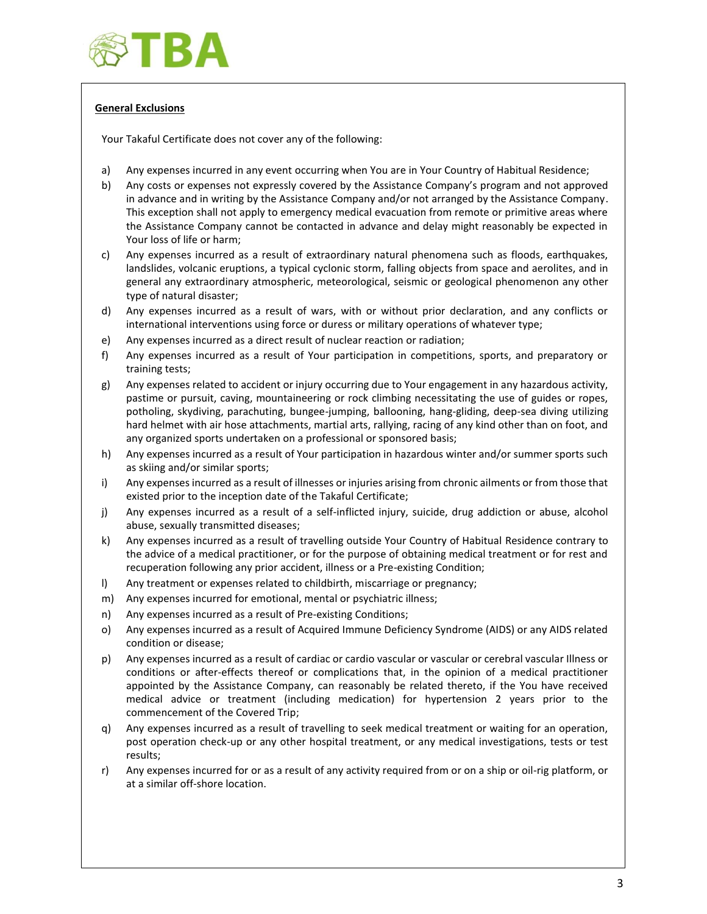**General Exclusions**

Your Takaful Certificate does not cover any of the following:

a) Any expenses incurred in any event occurring when You are in Your Country of Habitual Residence;

b) Any costs or expenses not expressly covered by the Assistance Company's program and not approved in advance and in writing by the Assistance Company and/or not arranged by the Assistance Company. This exception shall not apply to emergency medical evacuation from remote or primitive areas where the Assistance Company cannot be contacted in advance and delay might reasonably be expected in Your loss of life or harm;

c) Any expenses incurred as a result of extraordinary natural phenomena such as floods, earthquakes, landslides, volcanic eruptions, a typical cyclonic storm, falling objects from space and aerolites, and in general any extraordinary atmospheric, meteorological, seismic or geological phenomenon any other type of natural disaster;

d) Any expenses incurred as a result of wars, with or without prior declaration, and any conflicts or international interventions using force or duress or military operations of whatever type;

e) Any expenses incurred as a direct result of nuclear reaction or radiation;

f) Any expenses incurred as a result of Your participation in competitions, sports, and preparatory or training tests;

g) Any expenses related to accident or injury occurring due to Your engagement in any hazardous activity, pastime or pursuit, caving, mountaineering or rock climbing necessitating the use of guides or ropes, potholing, skydiving, parachuting, bungee-jumping, ballooning, hang-gliding, deep-sea diving utilizing hard helmet with air hose attachments, martial arts, rallying, racing of any kind other than on foot, and any organized sports undertaken on a professional or sponsored basis;

h) Any expenses incurred as a result of Your participation in hazardous winter and/or summer sports such as skiing and/or similar sports;

i) Any expenses incurred as a result of illnesses or injuries arising from chronic ailments or from those that existed prior to the inception date of the Takaful Certificate;

j) Any expenses incurred as a result of a self-inflicted injury, suicide, drug addiction or abuse, alcohol abuse, sexually transmitted diseases;

k) Any expenses incurred as a result of travelling outside Your Country of Habitual Residence contrary to the advice of a medical practitioner, or for the purpose of obtaining medical treatment or for rest and recuperation following any prior accident, illness or a Pre-existing Condition;

l) Any treatment or expenses related to childbirth, miscarriage or pregnancy;

m) Any expenses incurred for emotional, mental or psychiatric illness;

n) Any expenses incurred as a result of Pre-existing Conditions;

o) Any expenses incurred as a result of Acquired Immune Deficiency Syndrome (AIDS) or any AIDS related condition or disease;

p) Any expenses incurred as a result of cardiac or cardio vascular or vascular or cerebral vascular Illness or conditions or after-effects thereof or complications that, in the opinion of a medical practitioner appointed by the Assistance Company, can reasonably be related thereto, if the You have received medical advice or treatment (including medication) for hypertension 2 years prior to the commencement of the Covered Trip;

q) Any expenses incurred as a result of travelling to seek medical treatment or waiting for an operation, post operation check-up or any other hospital treatment, or any medical investigations, tests or test results;

r) Any expenses incurred for or as a result of any activity required from or on a ship or oil-rig platform, or at a similar off-shore location.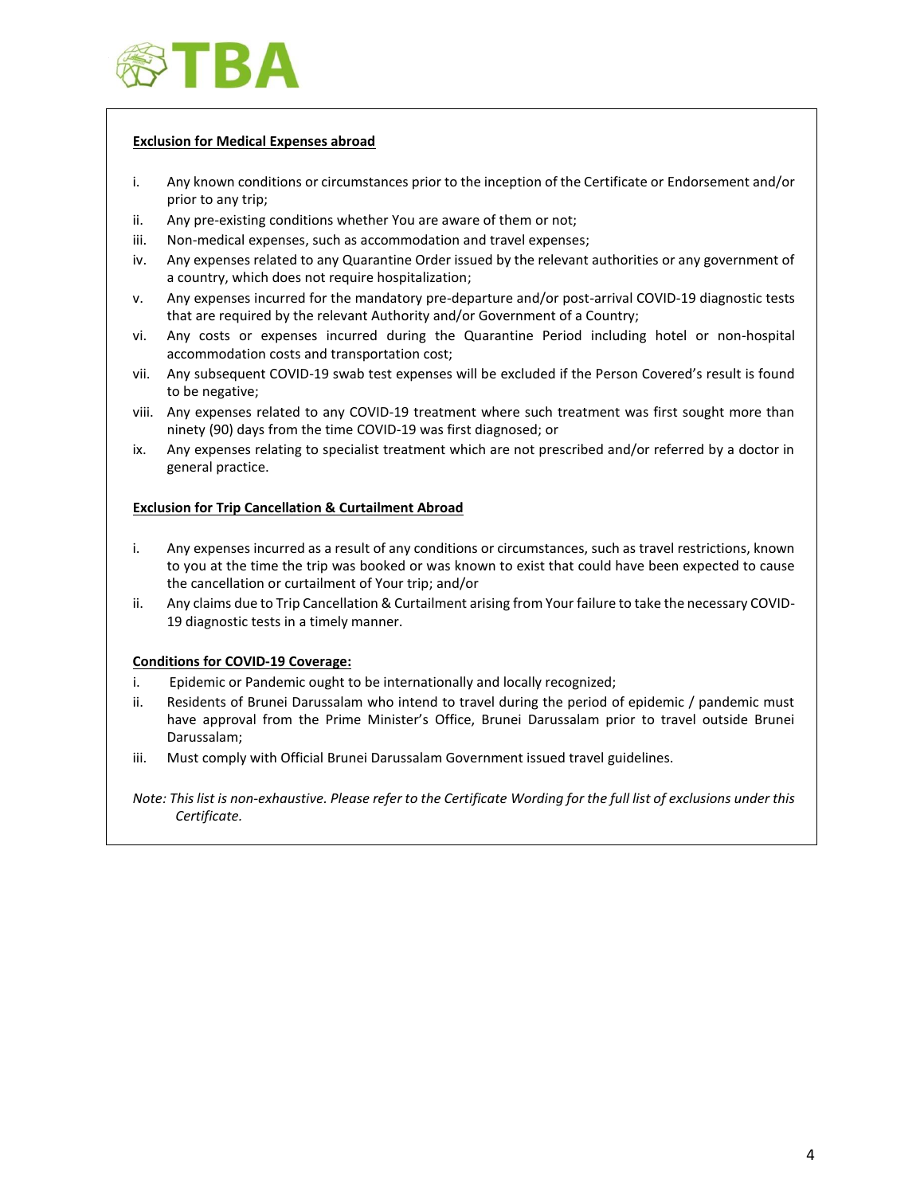**Exclusion for Medical Expenses abroad**

i. Any known conditions or circumstances prior to the inception of the Certificate or Endorsement and/or prior to any trip;
ii. Any pre-existing conditions whether You are aware of them or not;
iii. Non-medical expenses, such as accommodation and travel expenses;
iv. Any expenses related to any Quarantine Order issued by the relevant authorities or any government of a country, which does not require hospitalization;
v. Any expenses incurred for the mandatory pre-departure and/or post-arrival COVID-19 diagnostic tests that are required by the relevant Authority and/or Government of a Country;
vi. Any costs or expenses incurred during the Quarantine Period including hotel or non-hospital accommodation costs and transportation cost;
vii. Any subsequent COVID-19 swab test expenses will be excluded if the Person Covered's result is found to be negative;
viii. Any expenses related to any COVID-19 treatment where such treatment was first sought more than ninety (90) days from the time COVID-19 was first diagnosed; or
ix. Any expenses relating to specialist treatment which are not prescribed and/or referred by a doctor in general practice.

**Exclusion for Trip Cancellation & Curtailment Abroad**

i. Any expenses incurred as a result of any conditions or circumstances, such as travel restrictions, known to you at the time the trip was booked or was known to exist that could have been expected to cause the cancellation or curtailment of Your trip; and/or
ii. Any claims due to Trip Cancellation & Curtailment arising from Your failure to take the necessary COVID-19 diagnostic tests in a timely manner.

**Conditions for COVID-19 Coverage:**

i. Epidemic or Pandemic ought to be internationally and locally recognized;
ii. Residents of Brunei Darussalam who intend to travel during the period of epidemic / pandemic must have approval from the Prime Minister's Office, Brunei Darussalam prior to travel outside Brunei Darussalam;
iii. Must comply with Official Brunei Darussalam Government issued travel guidelines.

*Note: This list is non-exhaustive. Please refer to the Certificate Wording for the full list of exclusions under this Certificate.*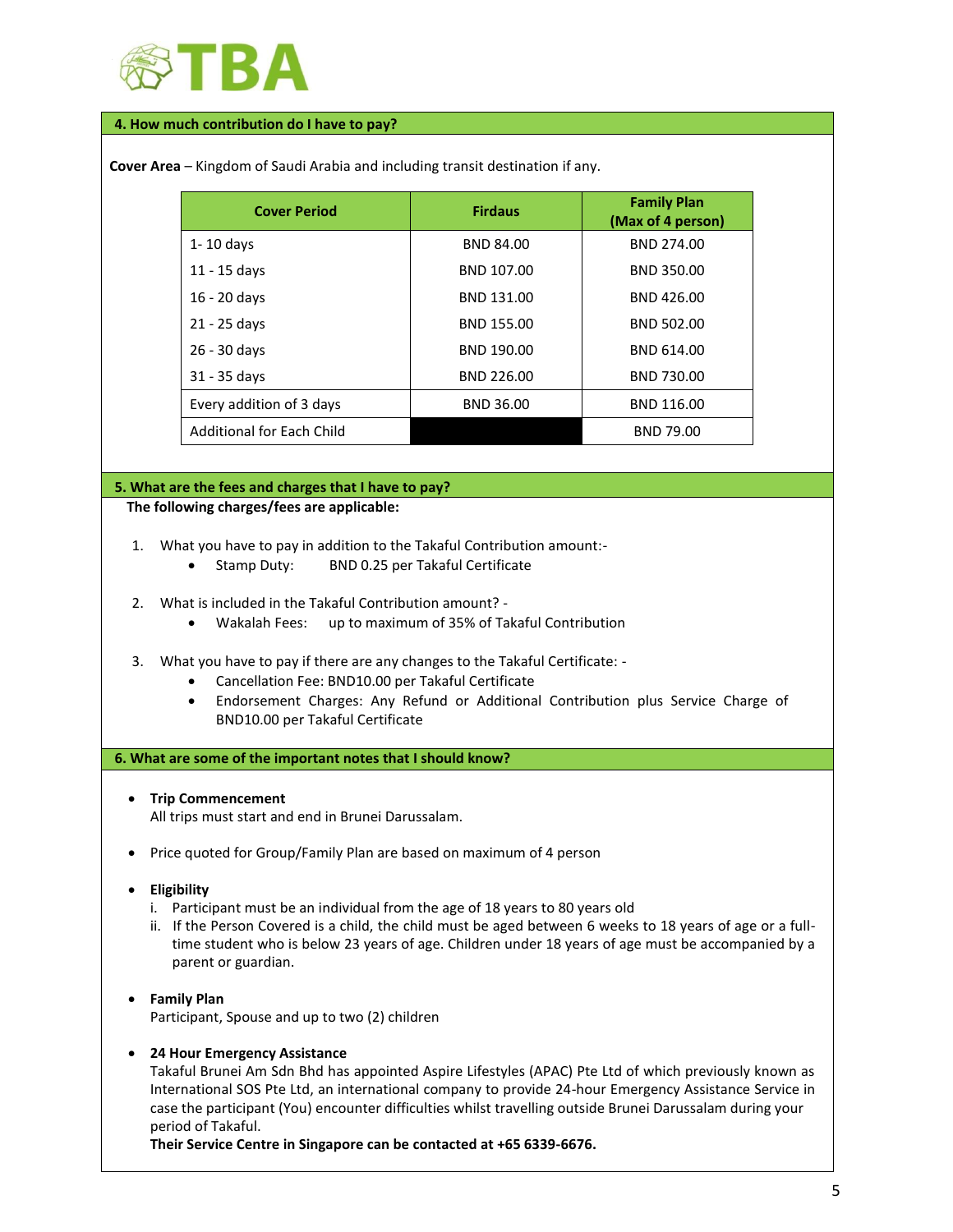## 4. How much contribution do I have to pay?

**Cover Area** – Kingdom of Saudi Arabia and including transit destination if any.

| Cover Period | Firdaus | Family Plan (Max of 4 person) |
|---|---|---|
| 1- 10 days | BND 84.00 | BND 274.00 |
| 11 - 15 days | BND 107.00 | BND 350.00 |
| 16 - 20 days | BND 131.00 | BND 426.00 |
| 21 - 25 days | BND 155.00 | BND 502.00 |
| 26 - 30 days | BND 190.00 | BND 614.00 |
| 31 - 35 days | BND 226.00 | BND 730.00 |
| Every addition of 3 days | BND 36.00 | BND 116.00 |
| Additional for Each Child | | BND 79.00 |

## 5. What are the fees and charges that I have to pay?

**The following charges/fees are applicable:**

1. What you have to pay in addition to the Takaful Contribution amount:-
   - Stamp Duty: BND 0.25 per Takaful Certificate
2. What is included in the Takaful Contribution amount? -
   - Wakalah Fees: up to maximum of 35% of Takaful Contribution
3. What you have to pay if there are any changes to the Takaful Certificate: -
   - Cancellation Fee: BND10.00 per Takaful Certificate
   - Endorsement Charges: Any Refund or Additional Contribution plus Service Charge of BND10.00 per Takaful Certificate

## 6. What are some of the important notes that I should know?

- **Trip Commencement**
  All trips must start and end in Brunei Darussalam.
- Price quoted for Group/Family Plan are based on maximum of 4 person
- **Eligibility**
  i. Participant must be an individual from the age of 18 years to 80 years old
  ii. If the Person Covered is a child, the child must be aged between 6 weeks to 18 years of age or a full-time student who is below 23 years of age. Children under 18 years of age must be accompanied by a parent or guardian.
- **Family Plan**
  Participant, Spouse and up to two (2) children
- **24 Hour Emergency Assistance**
  Takaful Brunei Am Sdn Bhd has appointed Aspire Lifestyles (APAC) Pte Ltd of which previously known as International SOS Pte Ltd, an international company to provide 24-hour Emergency Assistance Service in case the participant (You) encounter difficulties whilst travelling outside Brunei Darussalam during your period of Takaful.
  **Their Service Centre in Singapore can be contacted at +65 6339-6676.**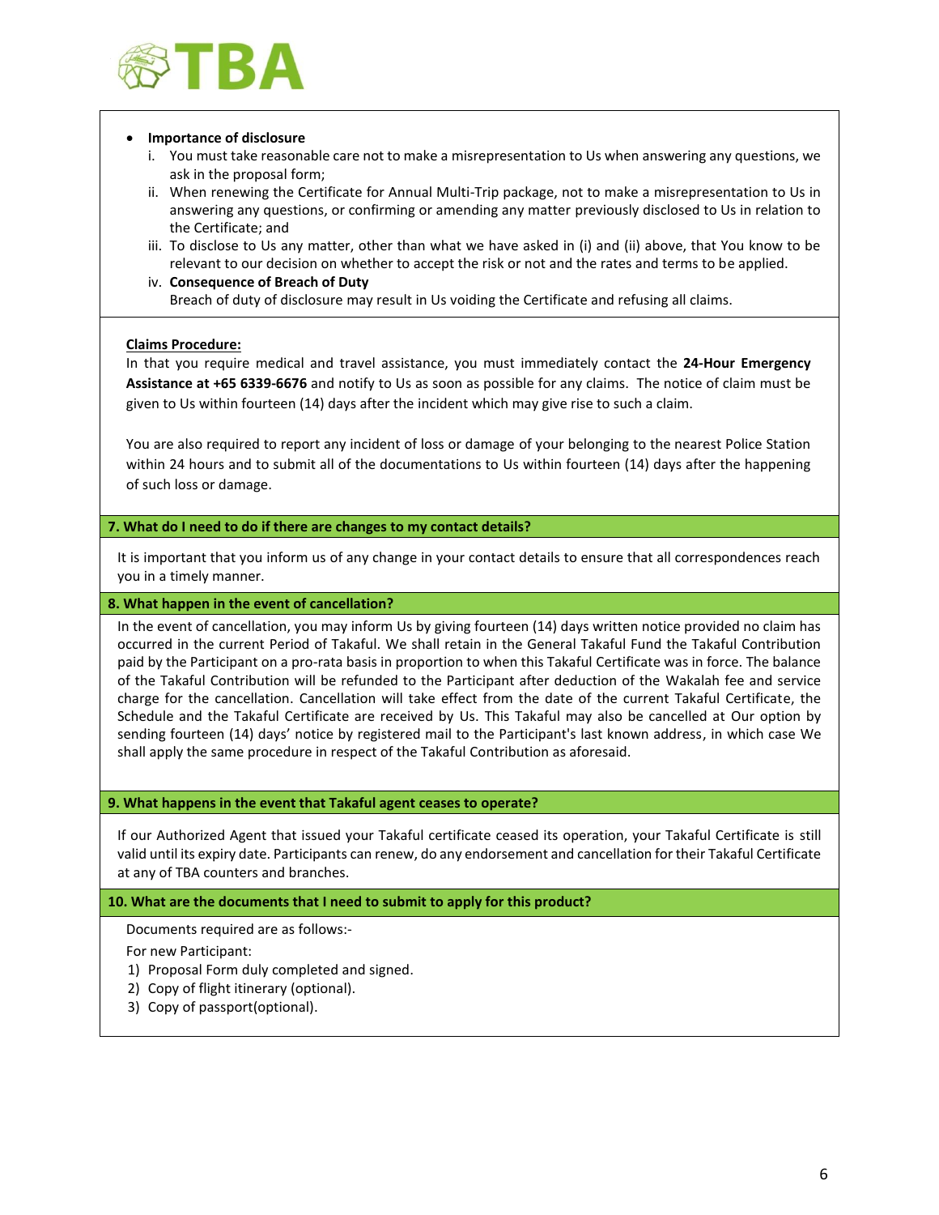- **Importance of disclosure**
  1. You must take reasonable care not to make a misrepresentation to Us when answering any questions, we ask in the proposal form;
  2. When renewing the Certificate for Annual Multi-Trip package, not to make a misrepresentation to Us in answering any questions, or confirming or amending any matter previously disclosed to Us in relation to the Certificate; and
  3. To disclose to Us any matter, other than what we have asked in (i) and (ii) above, that You know to be relevant to our decision on whether to accept the risk or not and the rates and terms to be applied.
  4. **Consequence of Breach of Duty**
     Breach of duty of disclosure may result in Us voiding the Certificate and refusing all claims.

**Claims Procedure:**

In that you require medical and travel assistance, you must immediately contact the **24-Hour Emergency Assistance at +65 6339-6676** and notify to Us as soon as possible for any claims. The notice of claim must be given to Us within fourteen (14) days after the incident which may give rise to such a claim.

You are also required to report any incident of loss or damage of your belonging to the nearest Police Station within 24 hours and to submit all of the documentations to Us within fourteen (14) days after the happening of such loss or damage.

## 7. What do I need to do if there are changes to my contact details?

It is important that you inform us of any change in your contact details to ensure that all correspondences reach you in a timely manner.

## 8. What happen in the event of cancellation?

In the event of cancellation, you may inform Us by giving fourteen (14) days written notice provided no claim has occurred in the current Period of Takaful. We shall retain in the General Takaful Fund the Takaful Contribution paid by the Participant on a pro-rata basis in proportion to when this Takaful Certificate was in force. The balance of the Takaful Contribution will be refunded to the Participant after deduction of the Wakalah fee and service charge for the cancellation. Cancellation will take effect from the date of the current Takaful Certificate, the Schedule and the Takaful Certificate are received by Us. This Takaful may also be cancelled at Our option by sending fourteen (14) days' notice by registered mail to the Participant's last known address, in which case We shall apply the same procedure in respect of the Takaful Contribution as aforesaid.

## 9. What happens in the event that Takaful agent ceases to operate?

If our Authorized Agent that issued your Takaful certificate ceased its operation, your Takaful Certificate is still valid until its expiry date. Participants can renew, do any endorsement and cancellation for their Takaful Certificate at any of TBA counters and branches.

## 10. What are the documents that I need to submit to apply for this product?

Documents required are as follows:-

For new Participant:

1) Proposal Form duly completed and signed.
2) Copy of flight itinerary (optional).
3) Copy of passport(optional).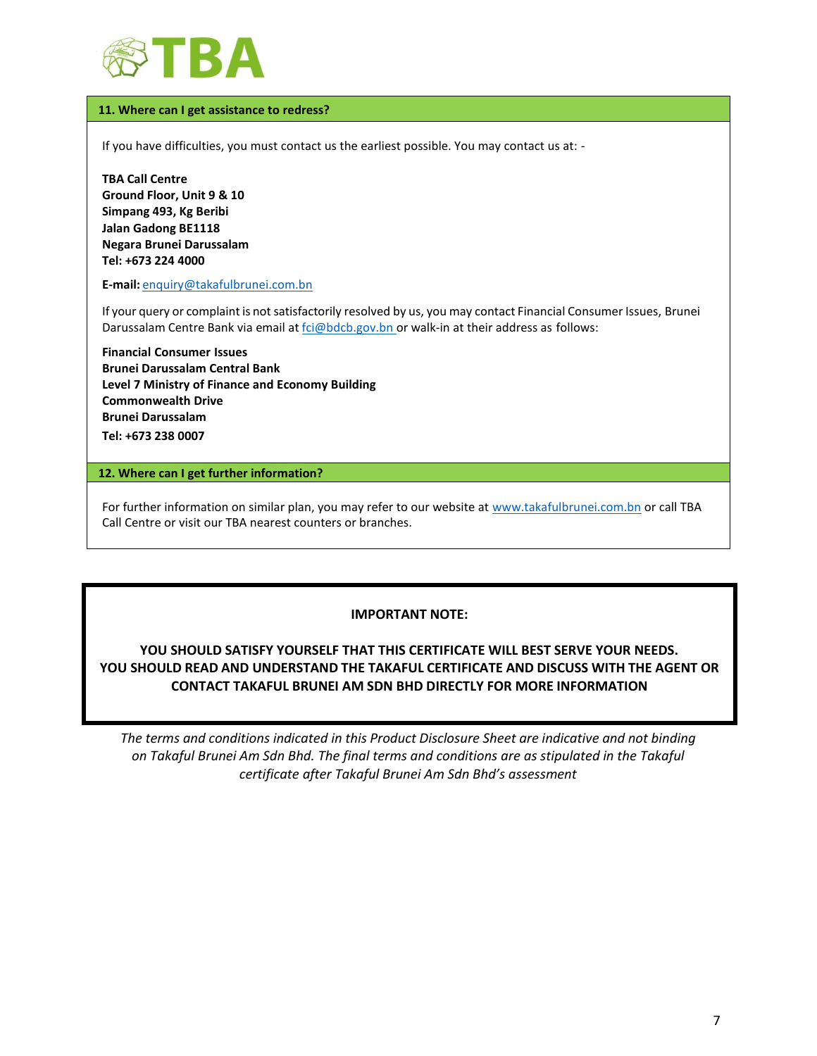## 11. Where can I get assistance to redress?

If you have difficulties, you must contact us the earliest possible. You may contact us at: -

**TBA Call Centre**
**Ground Floor, Unit 9 & 10**
**Simpang 493, Kg Beribi**
**Jalan Gadong BE1118**
**Negara Brunei Darussalam**
**Tel: +673 224 4000**

**E-mail:** enquiry@takafulbrunei.com.bn

If your query or complaint is not satisfactorily resolved by us, you may contact Financial Consumer Issues, Brunei Darussalam Centre Bank via email at fci@bdcb.gov.bn or walk-in at their address as follows:

**Financial Consumer Issues**
**Brunei Darussalam Central Bank**
**Level 7 Ministry of Finance and Economy Building**
**Commonwealth Drive**
**Brunei Darussalam**
**Tel: +673 238 0007**

## 12. Where can I get further information?

For further information on similar plan, you may refer to our website at www.takafulbrunei.com.bn or call TBA Call Centre or visit our TBA nearest counters or branches.

**IMPORTANT NOTE:**

**YOU SHOULD SATISFY YOURSELF THAT THIS CERTIFICATE WILL BEST SERVE YOUR NEEDS. YOU SHOULD READ AND UNDERSTAND THE TAKAFUL CERTIFICATE AND DISCUSS WITH THE AGENT OR CONTACT TAKAFUL BRUNEI AM SDN BHD DIRECTLY FOR MORE INFORMATION**

*The terms and conditions indicated in this Product Disclosure Sheet are indicative and not binding on Takaful Brunei Am Sdn Bhd. The final terms and conditions are as stipulated in the Takaful certificate after Takaful Brunei Am Sdn Bhd's assessment*